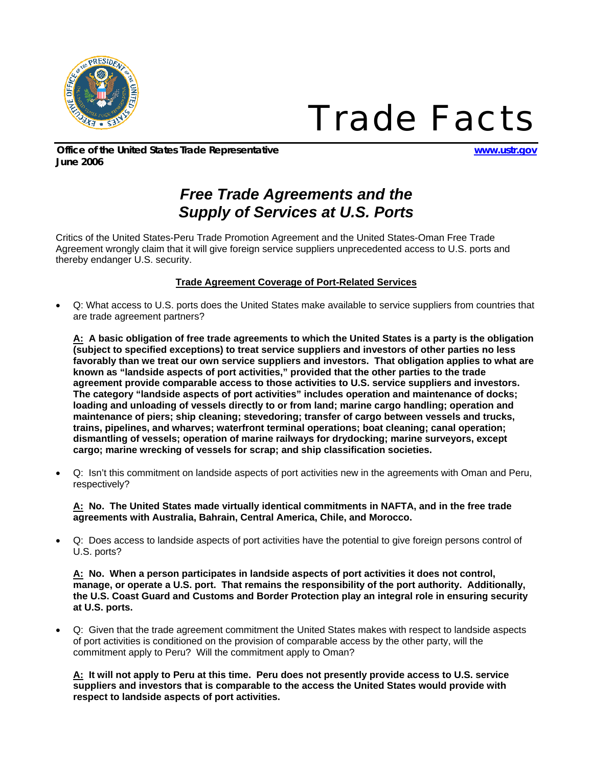# Trade Facts

**Office of the United States Trade Representative** **www.ustr.gov**
**June 2006**

## *Free Trade Agreements and the Supply of Services at U.S. Ports*

Critics of the United States-Peru Trade Promotion Agreement and the United States-Oman Free Trade Agreement wrongly claim that it will give foreign service suppliers unprecedented access to U.S. ports and thereby endanger U.S. security.

### Trade Agreement Coverage of Port-Related Services

- Q: What access to U.S. ports does the United States make available to service suppliers from countries that are trade agreement partners?

  **A: A basic obligation of free trade agreements to which the United States is a party is the obligation (subject to specified exceptions) to treat service suppliers and investors of other parties no less favorably than we treat our own service suppliers and investors. That obligation applies to what are known as "landside aspects of port activities," provided that the other parties to the trade agreement provide comparable access to those activities to U.S. service suppliers and investors. The category "landside aspects of port activities" includes operation and maintenance of docks; loading and unloading of vessels directly to or from land; marine cargo handling; operation and maintenance of piers; ship cleaning; stevedoring; transfer of cargo between vessels and trucks, trains, pipelines, and wharves; waterfront terminal operations; boat cleaning; canal operation; dismantling of vessels; operation of marine railways for drydocking; marine surveyors, except cargo; marine wrecking of vessels for scrap; and ship classification societies.**

- Q: Isn't this commitment on landside aspects of port activities new in the agreements with Oman and Peru, respectively?

  **A: No. The United States made virtually identical commitments in NAFTA, and in the free trade agreements with Australia, Bahrain, Central America, Chile, and Morocco.**

- Q: Does access to landside aspects of port activities have the potential to give foreign persons control of U.S. ports?

  **A: No. When a person participates in landside aspects of port activities it does not control, manage, or operate a U.S. port. That remains the responsibility of the port authority. Additionally, the U.S. Coast Guard and Customs and Border Protection play an integral role in ensuring security at U.S. ports.**

- Q: Given that the trade agreement commitment the United States makes with respect to landside aspects of port activities is conditioned on the provision of comparable access by the other party, will the commitment apply to Peru? Will the commitment apply to Oman?

  **A: It will not apply to Peru at this time. Peru does not presently provide access to U.S. service suppliers and investors that is comparable to the access the United States would provide with respect to landside aspects of port activities.**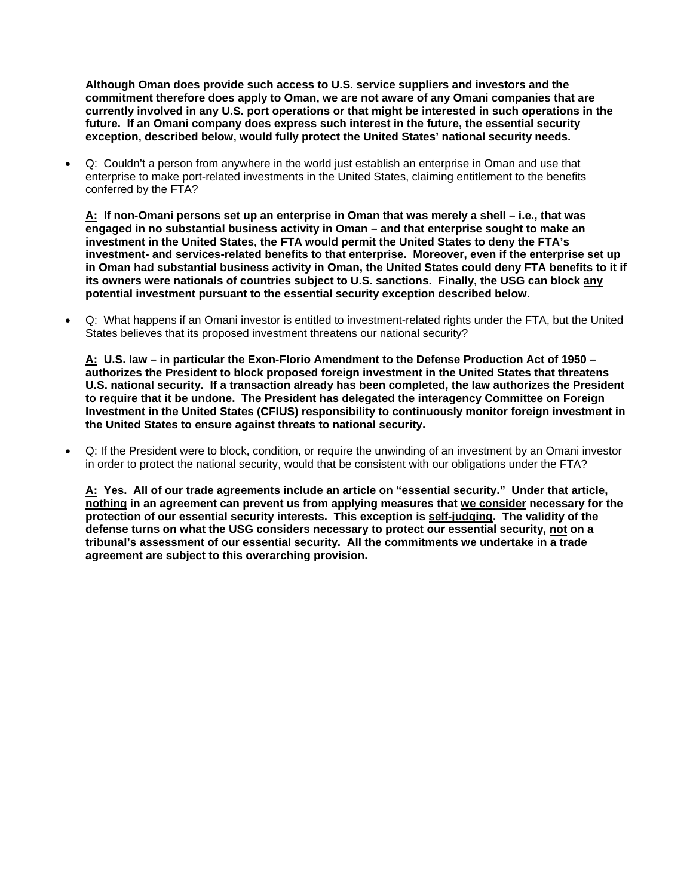**Although Oman does provide such access to U.S. service suppliers and investors and the commitment therefore does apply to Oman, we are not aware of any Omani companies that are currently involved in any U.S. port operations or that might be interested in such operations in the future. If an Omani company does express such interest in the future, the essential security exception, described below, would fully protect the United States' national security needs.**

- Q: Couldn't a person from anywhere in the world just establish an enterprise in Oman and use that enterprise to make port-related investments in the United States, claiming entitlement to the benefits conferred by the FTA?

  **<u>A:</u> If non-Omani persons set up an enterprise in Oman that was merely a shell – i.e., that was engaged in no substantial business activity in Oman – and that enterprise sought to make an investment in the United States, the FTA would permit the United States to deny the FTA's investment- and services-related benefits to that enterprise. Moreover, even if the enterprise set up in Oman had substantial business activity in Oman, the United States could deny FTA benefits to it if its owners were nationals of countries subject to U.S. sanctions. Finally, the USG can block <u>any</u> potential investment pursuant to the essential security exception described below.**

- Q: What happens if an Omani investor is entitled to investment-related rights under the FTA, but the United States believes that its proposed investment threatens our national security?

  **<u>A:</u> U.S. law – in particular the Exon-Florio Amendment to the Defense Production Act of 1950 – authorizes the President to block proposed foreign investment in the United States that threatens U.S. national security. If a transaction already has been completed, the law authorizes the President to require that it be undone. The President has delegated the interagency Committee on Foreign Investment in the United States (CFIUS) responsibility to continuously monitor foreign investment in the United States to ensure against threats to national security.**

- Q: If the President were to block, condition, or require the unwinding of an investment by an Omani investor in order to protect the national security, would that be consistent with our obligations under the FTA?

  **<u>A:</u> Yes. All of our trade agreements include an article on "essential security." Under that article, <u>nothing</u> in an agreement can prevent us from applying measures that <u>we consider</u> necessary for the protection of our essential security interests. This exception is <u>self-judging</u>. The validity of the defense turns on what the USG considers necessary to protect our essential security, <u>not</u> on a tribunal's assessment of our essential security. All the commitments we undertake in a trade agreement are subject to this overarching provision.**